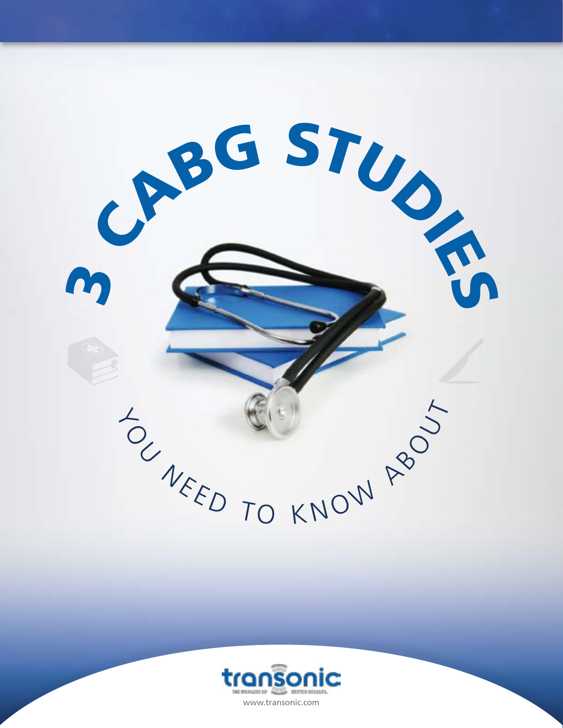# 3 CABG STUDIES

## YOU NEED TO KNOW ABOUT

transonic

THE MEASURE OF BETTER RESULTS.

www.transonic.com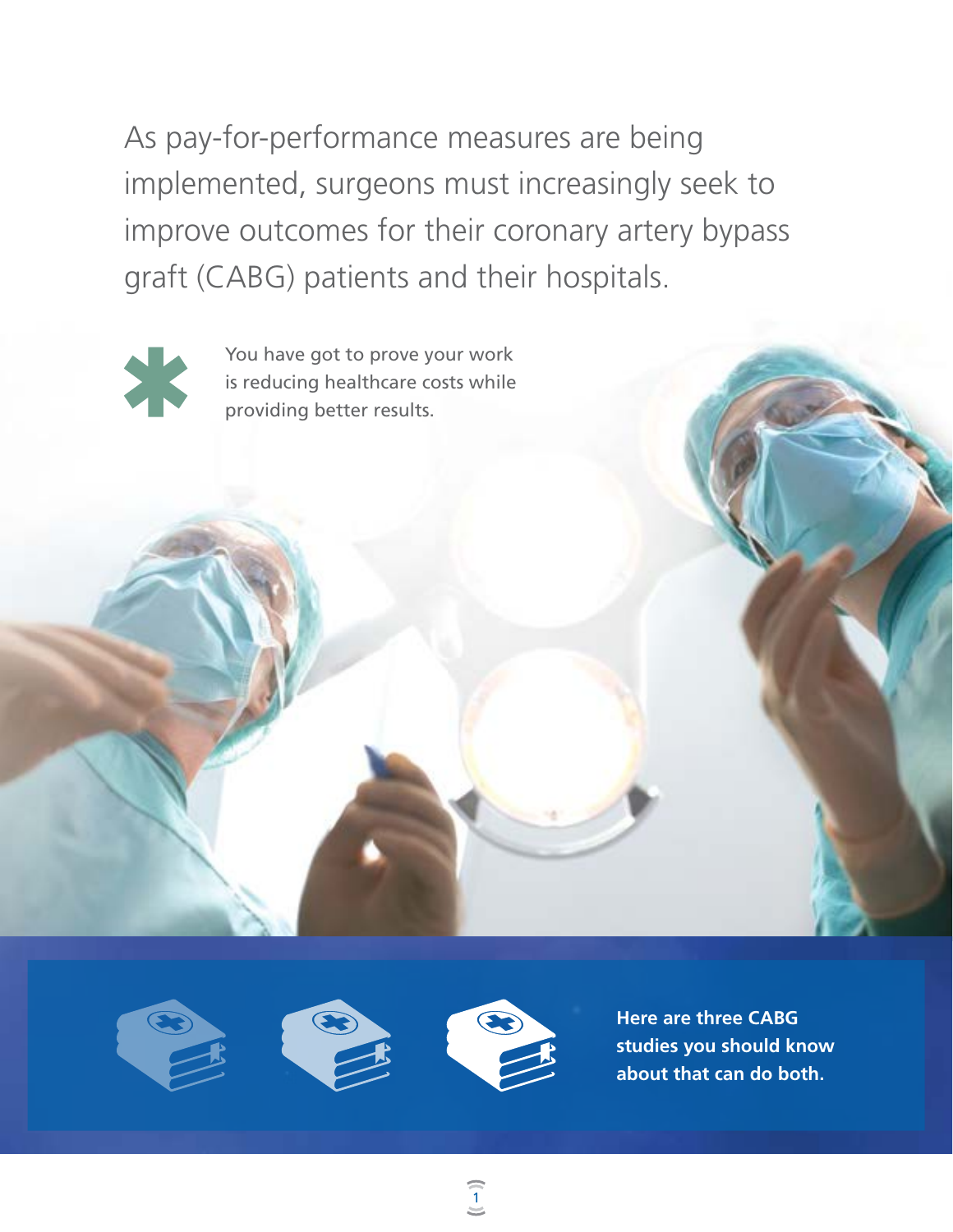As pay-for-performance measures are being implemented, surgeons must increasingly seek to improve outcomes for their coronary artery bypass graft (CABG) patients and their hospitals.

You have got to prove your work is reducing healthcare costs while providing better results.

**Here are three CABG studies you should know about that can do both.**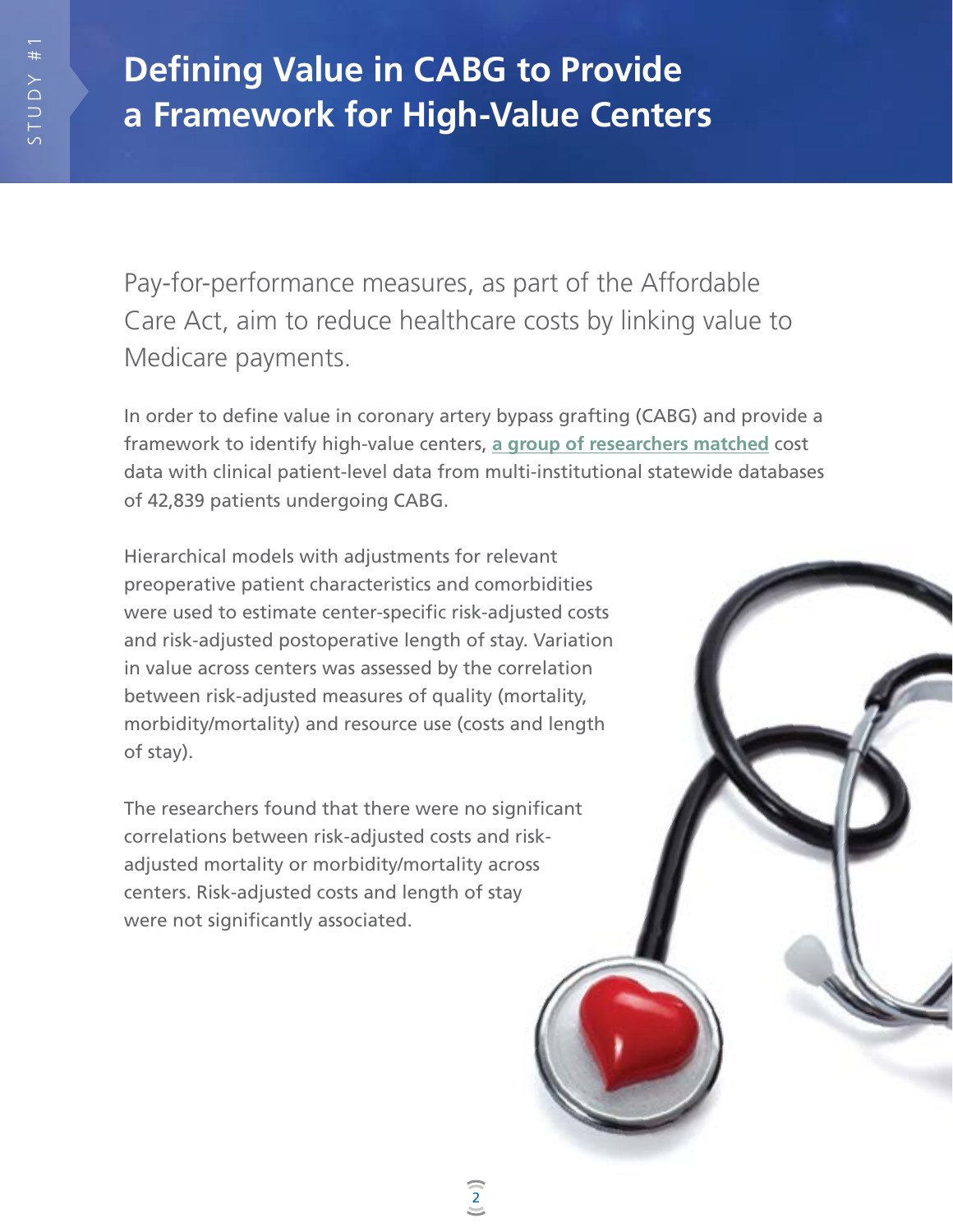# Defining Value in CABG to Provide a Framework for High-Value Centers

Pay-for-performance measures, as part of the Affordable Care Act, aim to reduce healthcare costs by linking value to Medicare payments.

In order to define value in coronary artery bypass grafting (CABG) and provide a framework to identify high-value centers, **a group of researchers matched** cost data with clinical patient-level data from multi-institutional statewide databases of 42,839 patients undergoing CABG.

Hierarchical models with adjustments for relevant preoperative patient characteristics and comorbidities were used to estimate center-specific risk-adjusted costs and risk-adjusted postoperative length of stay. Variation in value across centers was assessed by the correlation between risk-adjusted measures of quality (mortality, morbidity/mortality) and resource use (costs and length of stay).

The researchers found that there were no significant correlations between risk-adjusted costs and risk-adjusted mortality or morbidity/mortality across centers. Risk-adjusted costs and length of stay were not significantly associated.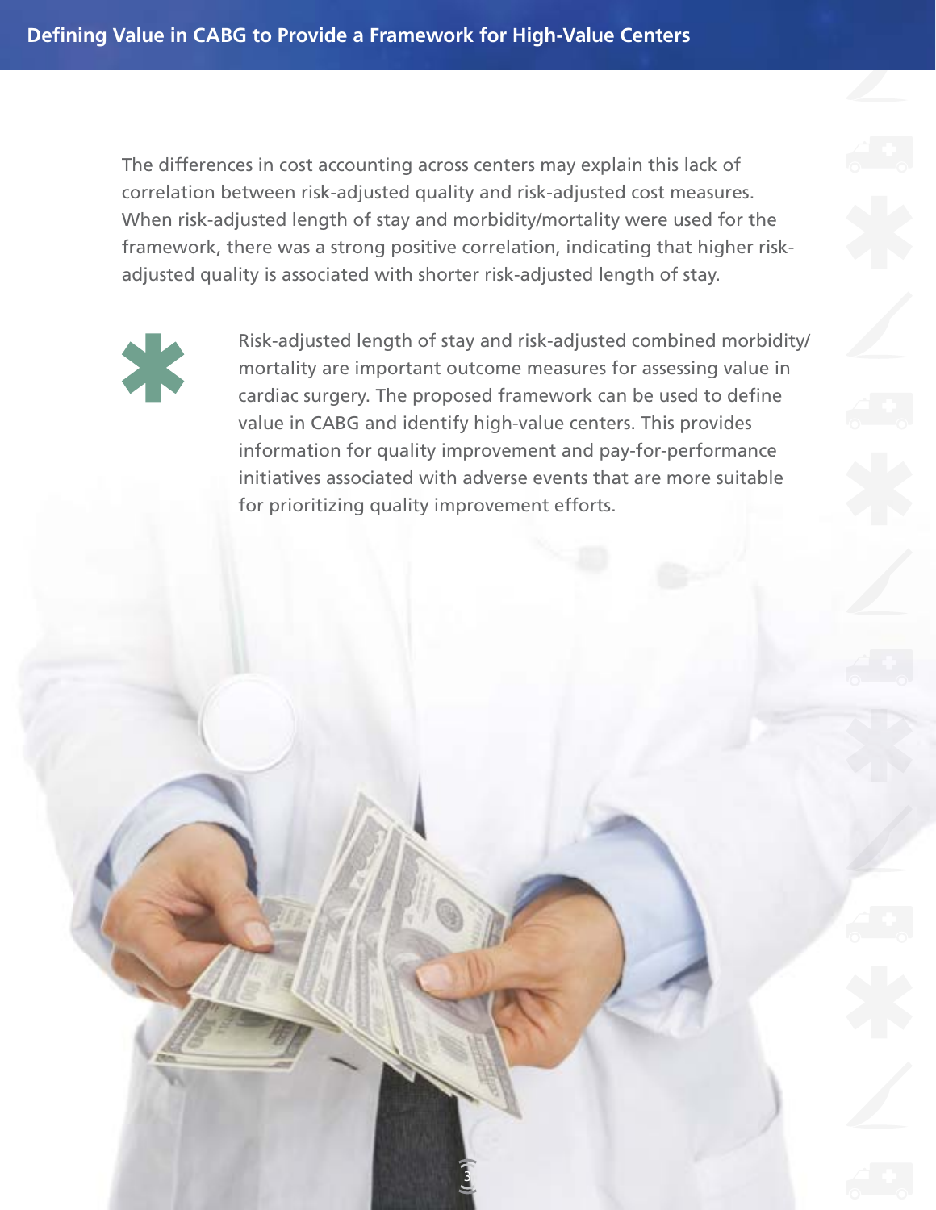The differences in cost accounting across centers may explain this lack of correlation between risk-adjusted quality and risk-adjusted cost measures. When risk-adjusted length of stay and morbidity/mortality were used for the framework, there was a strong positive correlation, indicating that higher risk-adjusted quality is associated with shorter risk-adjusted length of stay.

Risk-adjusted length of stay and risk-adjusted combined morbidity/mortality are important outcome measures for assessing value in cardiac surgery. The proposed framework can be used to define value in CABG and identify high-value centers. This provides information for quality improvement and pay-for-performance initiatives associated with adverse events that are more suitable for prioritizing quality improvement efforts.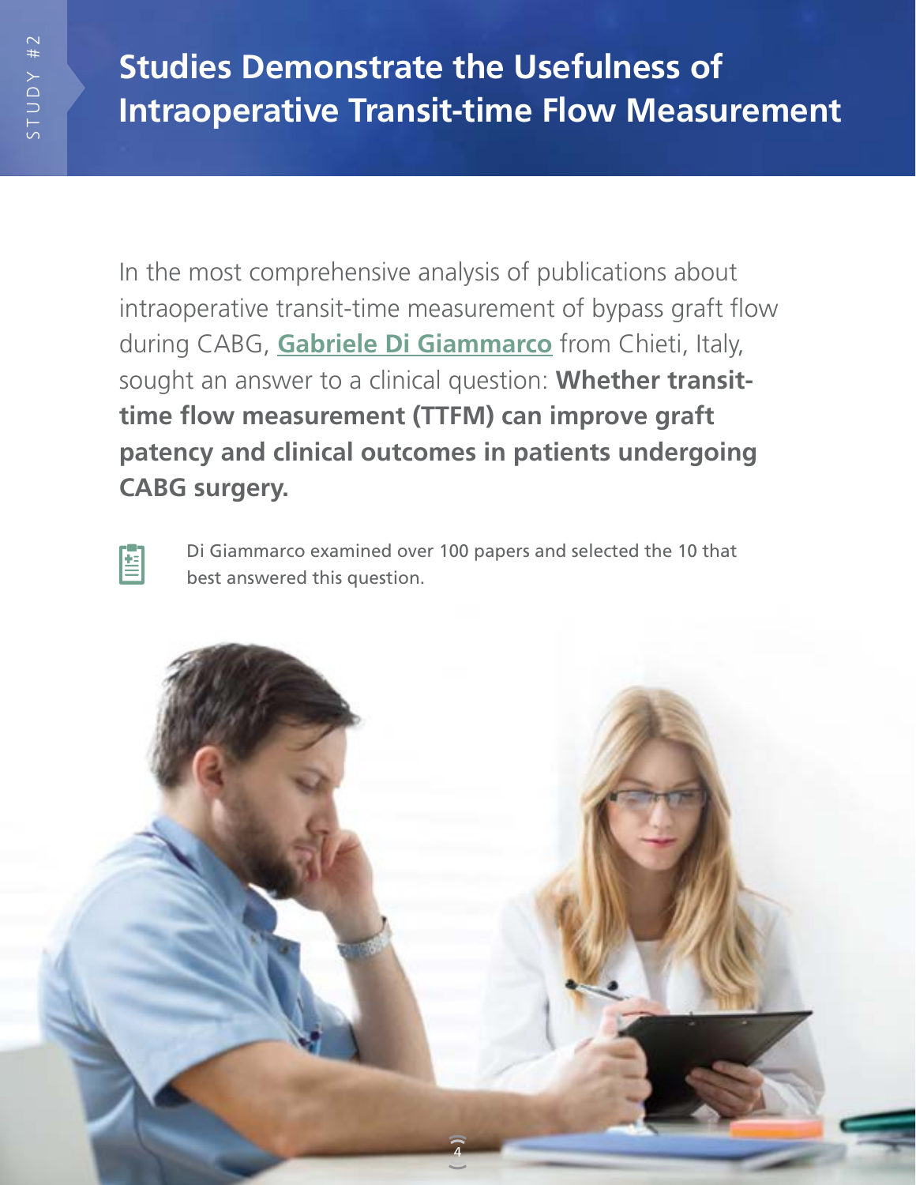# Studies Demonstrate the Usefulness of Intraoperative Transit-time Flow Measurement

In the most comprehensive analysis of publications about intraoperative transit-time measurement of bypass graft flow during CABG, **Gabriele Di Giammarco** from Chieti, Italy, sought an answer to a clinical question: **Whether transit-time flow measurement (TTFM) can improve graft patency and clinical outcomes in patients undergoing CABG surgery.**

Di Giammarco examined over 100 papers and selected the 10 that best answered this question.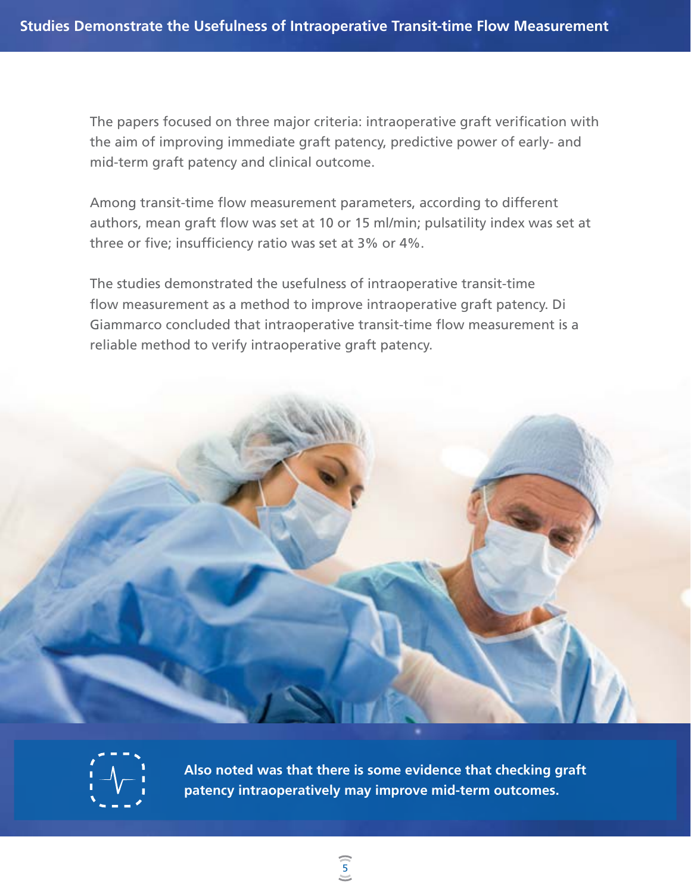## Studies Demonstrate the Usefulness of Intraoperative Transit-time Flow Measurement

The papers focused on three major criteria: intraoperative graft verification with the aim of improving immediate graft patency, predictive power of early- and mid-term graft patency and clinical outcome.

Among transit-time flow measurement parameters, according to different authors, mean graft flow was set at 10 or 15 ml/min; pulsatility index was set at three or five; insufficiency ratio was set at 3% or 4%.

The studies demonstrated the usefulness of intraoperative transit-time flow measurement as a method to improve intraoperative graft patency. Di Giammarco concluded that intraoperative transit-time flow measurement is a reliable method to verify intraoperative graft patency.

**Also noted was that there is some evidence that checking graft patency intraoperatively may improve mid-term outcomes.**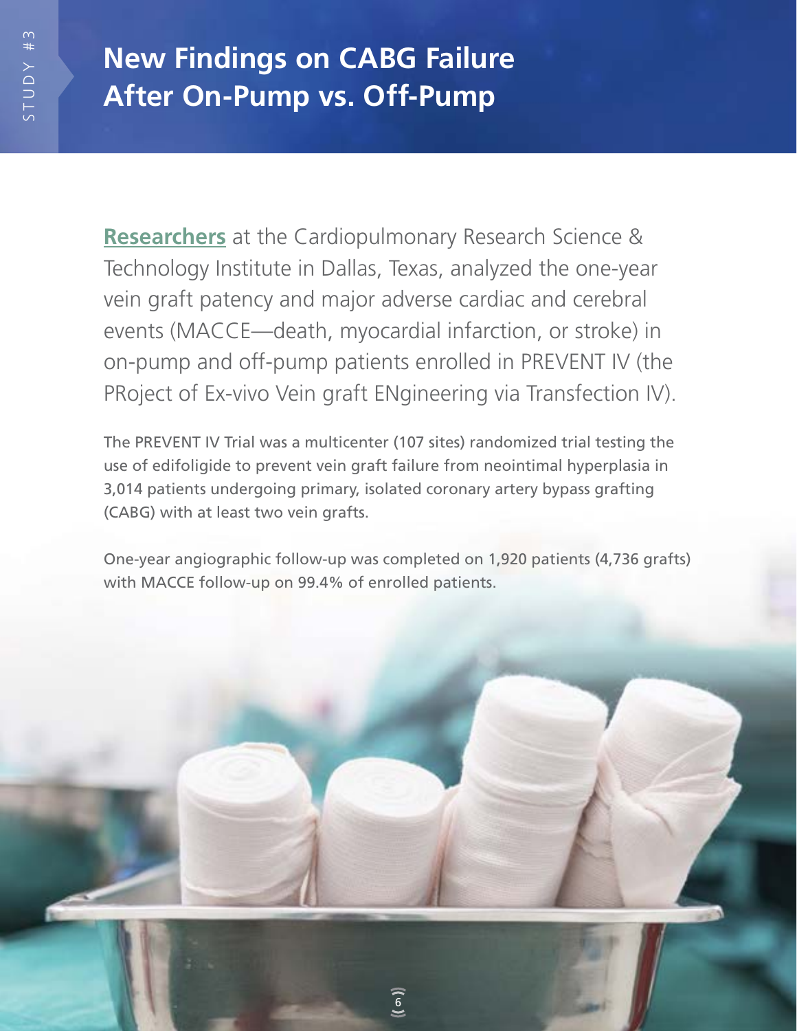STUDY #3

# New Findings on CABG Failure After On-Pump vs. Off-Pump

**Researchers** at the Cardiopulmonary Research Science & Technology Institute in Dallas, Texas, analyzed the one-year vein graft patency and major adverse cardiac and cerebral events (MACCE—death, myocardial infarction, or stroke) in on-pump and off-pump patients enrolled in PREVENT IV (the PRoject of Ex-vivo Vein graft ENgineering via Transfection IV).

The PREVENT IV Trial was a multicenter (107 sites) randomized trial testing the use of edifoligide to prevent vein graft failure from neointimal hyperplasia in 3,014 patients undergoing primary, isolated coronary artery bypass grafting (CABG) with at least two vein grafts.

One-year angiographic follow-up was completed on 1,920 patients (4,736 grafts) with MACCE follow-up on 99.4% of enrolled patients.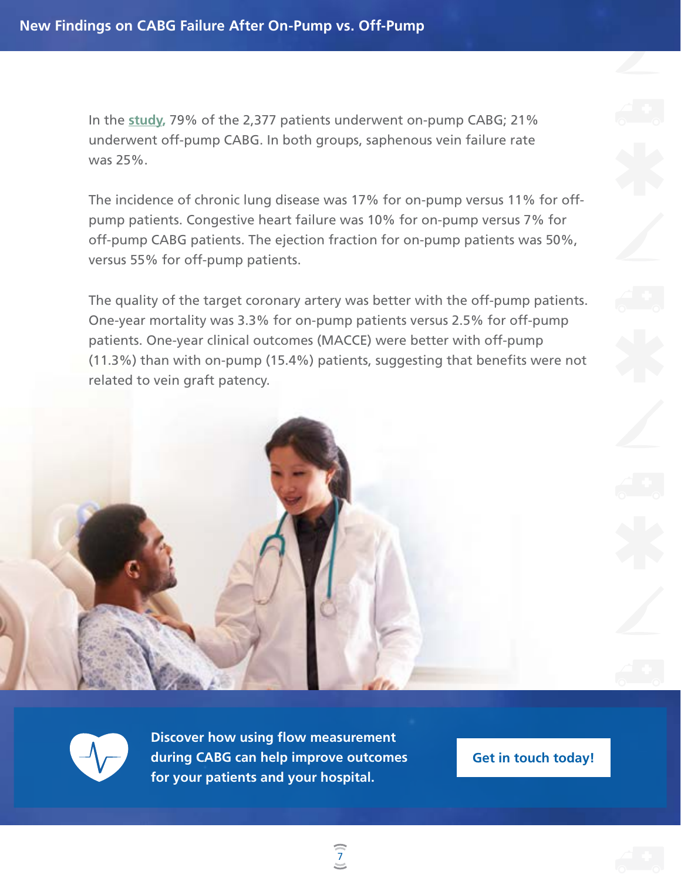In the study, 79% of the 2,377 patients underwent on-pump CABG; 21% underwent off-pump CABG. In both groups, saphenous vein failure rate was 25%.

The incidence of chronic lung disease was 17% for on-pump versus 11% for off-pump patients. Congestive heart failure was 10% for on-pump versus 7% for off-pump CABG patients. The ejection fraction for on-pump patients was 50%, versus 55% for off-pump patients.

The quality of the target coronary artery was better with the off-pump patients. One-year mortality was 3.3% for on-pump patients versus 2.5% for off-pump patients. One-year clinical outcomes (MACCE) were better with off-pump (11.3%) than with on-pump (15.4%) patients, suggesting that benefits were not related to vein graft patency.

**Discover how using flow measurement during CABG can help improve outcomes for your patients and your hospital.**

**Get in touch today!**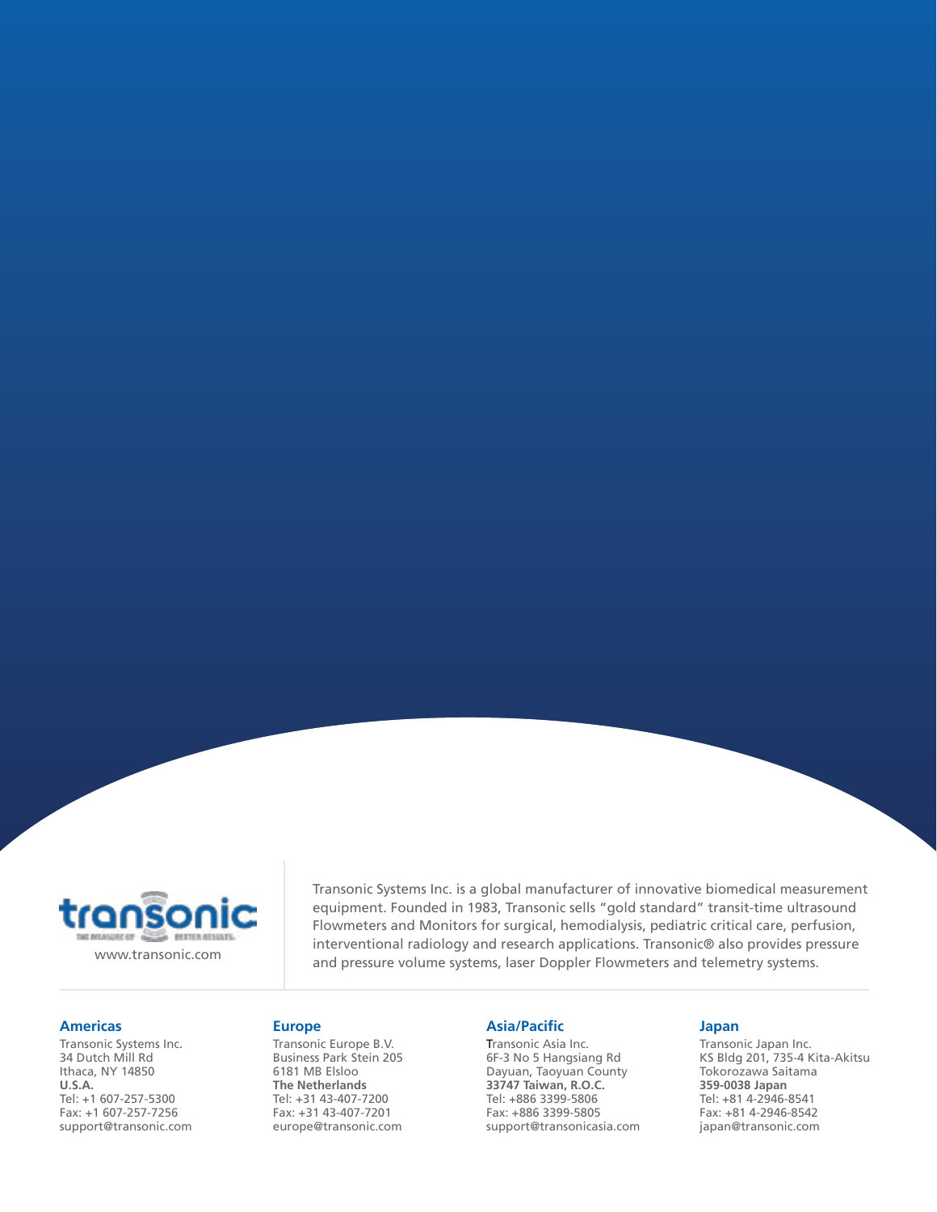transonic

THE MEASURE OF BETTER RESULTS.

www.transonic.com

Transonic Systems Inc. is a global manufacturer of innovative biomedical measurement equipment. Founded in 1983, Transonic sells "gold standard" transit-time ultrasound Flowmeters and Monitors for surgical, hemodialysis, pediatric critical care, perfusion, interventional radiology and research applications. Transonic® also provides pressure and pressure volume systems, laser Doppler Flowmeters and telemetry systems.

**Americas**

Transonic Systems Inc.
34 Dutch Mill Rd
Ithaca, NY 14850
**U.S.A.**
Tel: +1 607-257-5300
Fax: +1 607-257-7256
support@transonic.com

**Europe**

Transonic Europe B.V.
Business Park Stein 205
6181 MB Elsloo
**The Netherlands**
Tel: +31 43-407-7200
Fax: +31 43-407-7201
europe@transonic.com

**Asia/Pacific**

Transonic Asia Inc.
6F-3 No 5 Hangsiang Rd
Dayuan, Taoyuan County
**33747 Taiwan, R.O.C.**
Tel: +886 3399-5806
Fax: +886 3399-5805
support@transonicasia.com

**Japan**

Transonic Japan Inc.
KS Bldg 201, 735-4 Kita-Akitsu
Tokorozawa Saitama
**359-0038 Japan**
Tel: +81 4-2946-8541
Fax: +81 4-2946-8542
japan@transonic.com